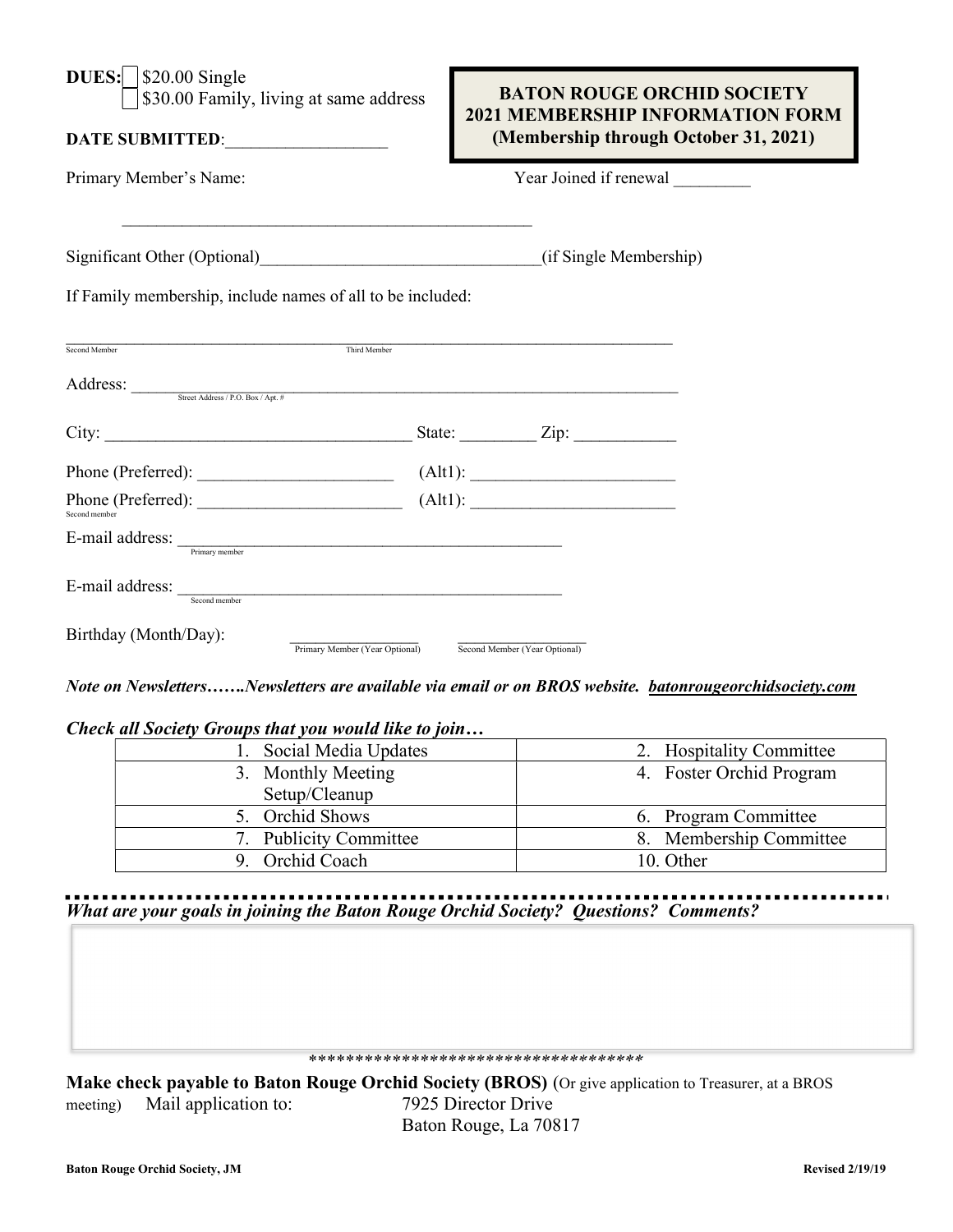# BATON ROUGE ORCHID SOCIETY
## 2021 MEMBERSHIP INFORMATION FORM
**(Membership through October 31, 2021)**

**DUES:** ☐ $20.00 Single
☐ $30.00 Family, living at same address

**DATE SUBMITTED**:__________________

Primary Member's Name: Year Joined if renewal _________

_________________________________________________

Significant Other (Optional)________________________________(if Single Membership)

If Family membership, include names of all to be included:

______________________________________________________________________________
Second Member Third Member

Address: ______________________________________________________________________
Street Address / P.O. Box / Apt. #

City: ____________________________________ State: _________ Zip: ____________

Phone (Preferred): _______________________ (Alt1): ________________________

Phone (Preferred): ________________________ (Alt1): ________________________
Second member

E-mail address: ______________________________________________
Primary member

E-mail address: ______________________________________________
Second member

Birthday (Month/Day): _______________ _______________
Primary Member (Year Optional) Second Member (Year Optional)

***Note on Newsletters…….Newsletters are available via email or on BROS website. baatonrougeorchidsociety.com***

***Check all Society Groups that you would like to join…***

| | |
|---|---|
| 1. Social Media Updates | 2. Hospitality Committee |
| 3. Monthly Meeting Setup/Cleanup | 4. Foster Orchid Program |
| 5. Orchid Shows | 6. Program Committee |
| 7. Publicity Committee | 8. Membership Committee |
| 9. Orchid Coach | 10. Other |

***What are your goals in joining the Baton Rouge Orchid Society? Questions? Comments?***

*************************************

**Make check payable to Baton Rouge Orchid Society (BROS)** (Or give application to Treasurer, at a BROS meeting) Mail application to: 7925 Director Drive
Baton Rouge, La 70817

**Baton Rouge Orchid Society, JM** **Revised 2/19/19**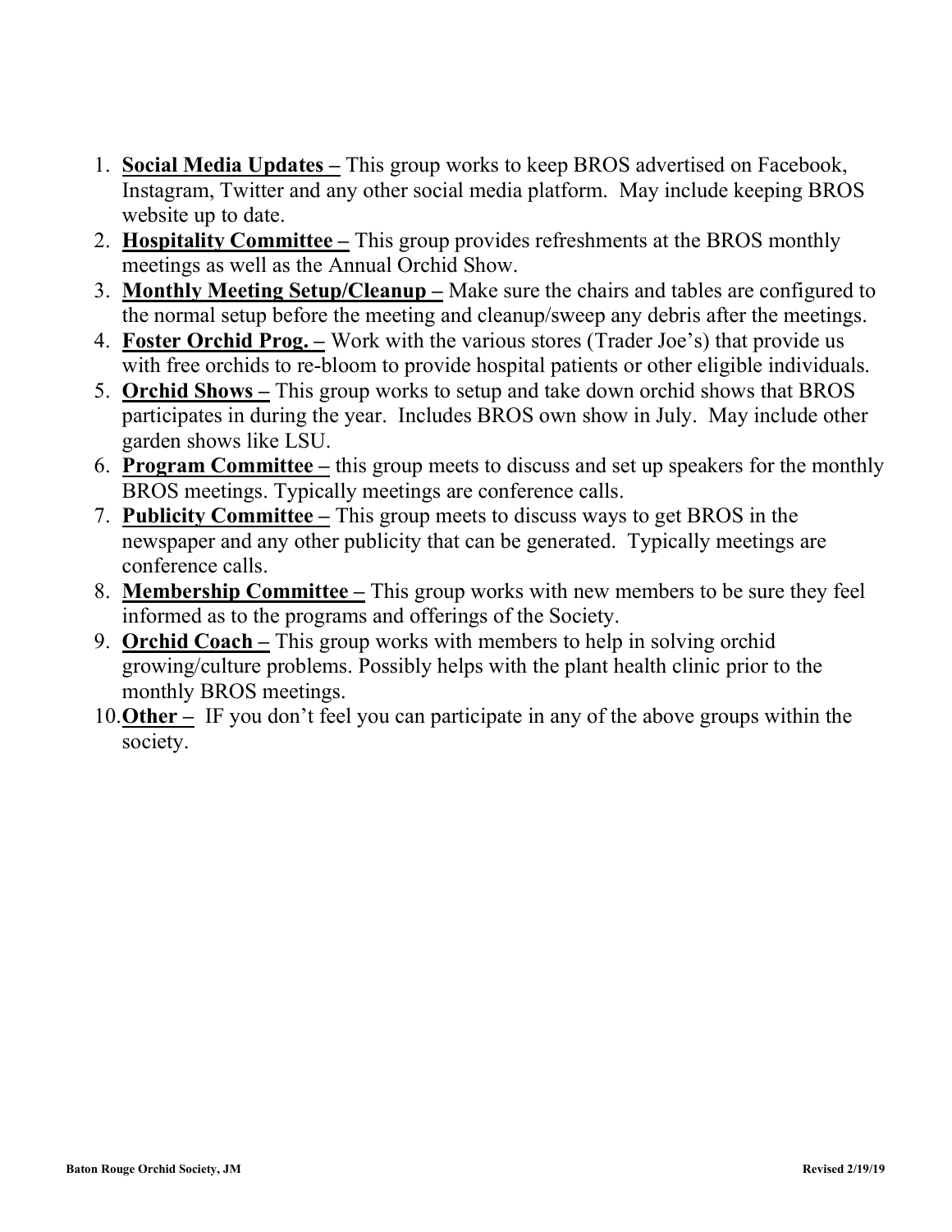1. **Social Media Updates –** This group works to keep BROS advertised on Facebook, Instagram, Twitter and any other social media platform. May include keeping BROS website up to date.
2. **Hospitality Committee –** This group provides refreshments at the BROS monthly meetings as well as the Annual Orchid Show.
3. **Monthly Meeting Setup/Cleanup –** Make sure the chairs and tables are configured to the normal setup before the meeting and cleanup/sweep any debris after the meetings.
4. **Foster Orchid Prog. –** Work with the various stores (Trader Joe's) that provide us with free orchids to re-bloom to provide hospital patients or other eligible individuals.
5. **Orchid Shows –** This group works to setup and take down orchid shows that BROS participates in during the year. Includes BROS own show in July. May include other garden shows like LSU.
6. **Program Committee –** this group meets to discuss and set up speakers for the monthly BROS meetings. Typically meetings are conference calls.
7. **Publicity Committee –** This group meets to discuss ways to get BROS in the newspaper and any other publicity that can be generated. Typically meetings are conference calls.
8. **Membership Committee –** This group works with new members to be sure they feel informed as to the programs and offerings of the Society.
9. **Orchid Coach –** This group works with members to help in solving orchid growing/culture problems. Possibly helps with the plant health clinic prior to the monthly BROS meetings.
10. **Other –** IF you don't feel you can participate in any of the above groups within the society.